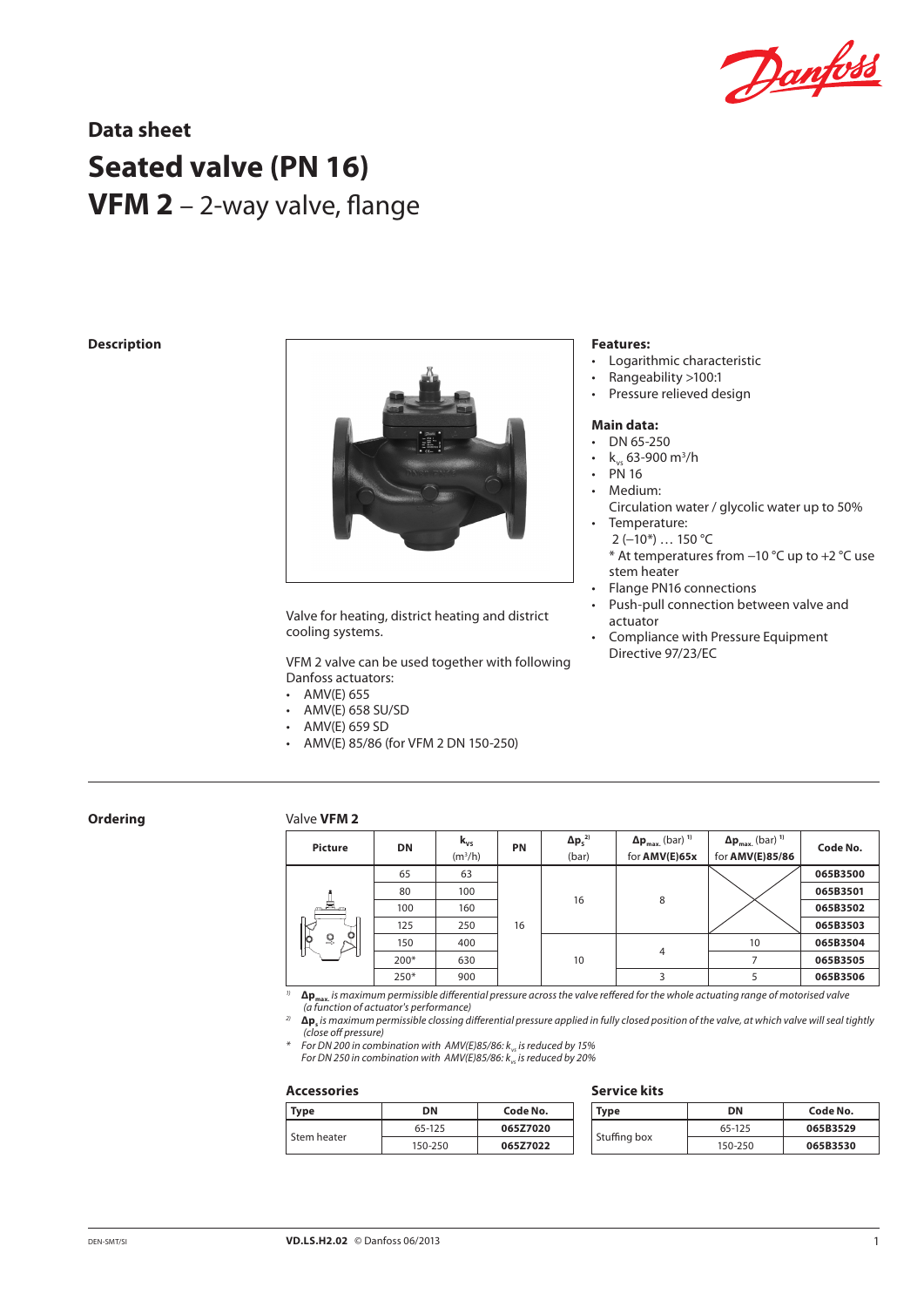# Data sheet

# Seated valve (PN 16)

## VFM 2 – 2-way valve, flange

## Description

Valve for heating, district heating and district cooling systems.

VFM 2 valve can be used together with following Danfoss actuators:

- AMV(E) 655
- AMV(E) 658 SU/SD
- AMV(E) 659 SD
- AMV(E) 85/86 (for VFM 2 DN 150-250)

**Features:**

- Logarithmic characteristic
- Rangeability >100:1
- Pressure relieved design

**Main data:**

- DN 65-250
- $k_{vs}$ 63-900 m³/h
- PN 16
- Medium:
  Circulation water / glycolic water up to 50%
- Temperature:
  2 (–10*) … 150 °C
  * At temperatures from –10 °C up to +2 °C use stem heater
- Flange PN16 connections
- Push-pull connection between valve and actuator
- Compliance with Pressure Equipment Directive 97/23/EC

## Ordering

Valve **VFM 2**

| Picture | DN | $k_{vs}$ (m³/h) | PN | $\Delta p_s$ [2] (bar) | $\Delta p_{max.}$ (bar) [1] for **AMV(E)65x** | $\Delta p_{max.}$ (bar) [1] for **AMV(E)85/86** | Code No. |
|---|---|---|---|---|---|---|---|
| | 65 | 63 | 16 | 16 | 8 | | **065B3500** |
| | 80 | 100 | | | | | **065B3501** |
| | 100 | 160 | | | | | **065B3502** |
| | 125 | 250 | | | | | **065B3503** |
| | 150 | 400 | | 10 | 4 | 10 | **065B3504** |
| | 200* | 630 | | | | 7 | **065B3505** |
| | 250* | 900 | | | 3 | 5 | **065B3506** |

[1] *$\Delta p_{max.}$ is maximum permissible differential pressure across the valve reffered for the whole actuating range of motorised valve (a function of actuator's performance)*

[2] *$\Delta p_s$ is maximum permissible clossing differential pressure applied in fully closed position of the valve, at which valve will seal tightly (close off pressure)*

\* *For DN 200 in combination with AMV(E)85/86: $k_{vs}$ is reduced by 15%*
*For DN 250 in combination with AMV(E)85/86: $k_{vs}$ is reduced by 20%*

### Accessories

| Type | DN | Code No. |
|---|---|---|
| Stem heater | 65-125 | **065Z7020** |
| | 150-250 | **065Z7022** |

### Service kits

| Type | DN | Code No. |
|---|---|---|
| Stuffing box | 65-125 | **065B3529** |
| | 150-250 | **065B3530** |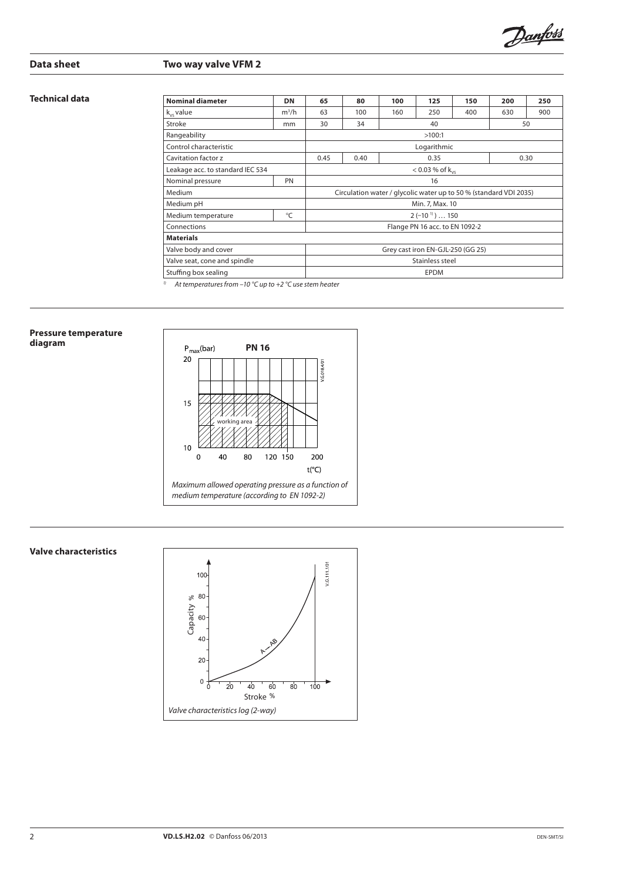## Data sheet — Two way valve VFM 2

### Technical data

| Nominal diameter | DN | 65 | 80 | 100 | 125 | 150 | 200 | 250 |
|---|---|---|---|---|---|---|---|---|
| $k_{vs}$ value | m³/h | 63 | 100 | 160 | 250 | 400 | 630 | 900 |
| Stroke | mm | 30 | 34 | 40 | | | 50 | |
| Rangeability | | >100:1 | | | | | | |
| Control characteristic | | Logarithmic | | | | | | |
| Cavitation factor z | | 0.45 | 0.40 | 0.35 | | | 0.30 | |
| Leakage acc. to standard IEC 534 | | < 0.03 % of $k_{vs}$ | | | | | | |
| Nominal pressure | PN | 16 | | | | | | |
| Medium | | Circulation water / glycolic water up to 50 % (standard VDI 2035) | | | | | | |
| Medium pH | | Min. 7, Max. 10 | | | | | | |
| Medium temperature | °C | 2 (−10 [1]) … 150 | | | | | | |
| Connections | | Flange PN 16 acc. to EN 1092-2 | | | | | | |
| **Materials** | | | | | | | | |
| Valve body and cover | | Grey cast iron EN-GJL-250 (GG 25) | | | | | | |
| Valve seat, cone and spindle | | Stainless steel | | | | | | |
| Stuffing box sealing | | EPDM | | | | | | |

[1] *At temperatures from −10 °C up to +2 °C use stem heater*

### Pressure temperature diagram

*Maximum allowed operating pressure as a function of medium temperature (according to EN 1092-2)*

### Valve characteristics

*Valve characteristics log (2-way)*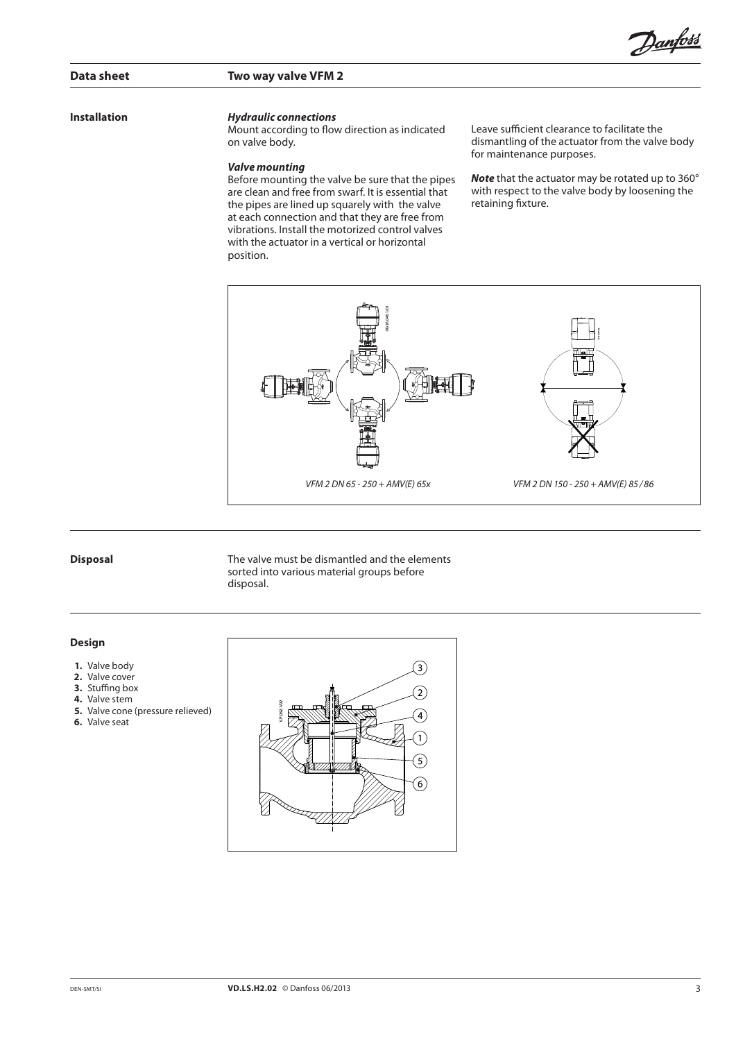## Installation

### *Hydraulic connections*

Mount according to flow direction as indicated on valve body.

### *Valve mounting*

Before mounting the valve be sure that the pipes are clean and free from swarf. It is essential that the pipes are lined up squarely with the valve at each connection and that they are free from vibrations. Install the motorized control valves with the actuator in a vertical or horizontal position.

Leave sufficient clearance to facilitate the dismantling of the actuator from the valve body for maintenance purposes.

***Note*** that the actuator may be rotated up to 360° with respect to the valve body by loosening the retaining fixture.

*VFM 2 DN 65 - 250 + AMV(E) 65x*

*VFM 2 DN 150 - 250 + AMV(E) 85 / 86*

## Disposal

The valve must be dismantled and the elements sorted into various material groups before disposal.

## Design

1. Valve body
2. Valve cover
3. Stuffing box
4. Valve stem
5. Valve cone (pressure relieved)
6. Valve seat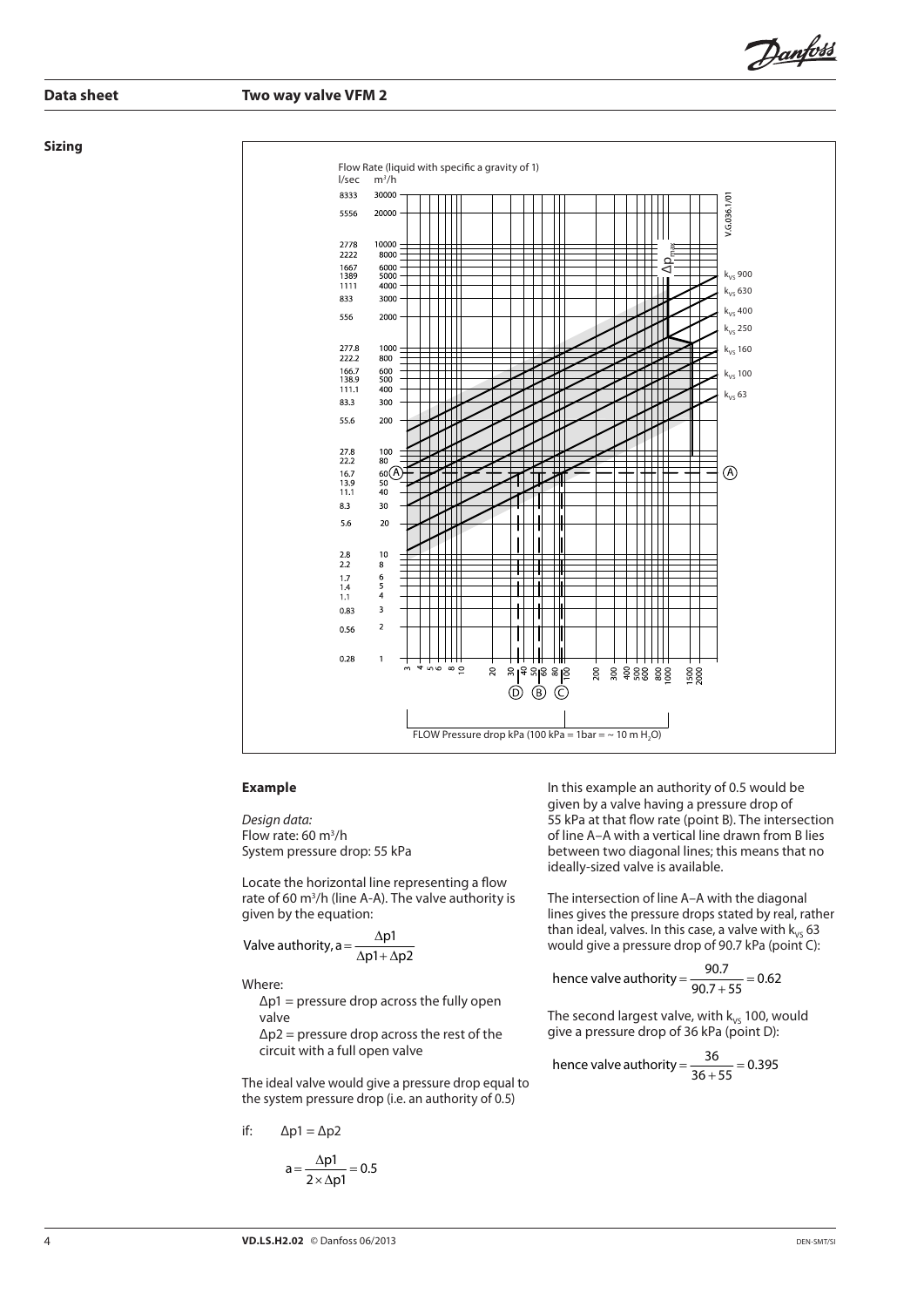## Sizing

### Example

*Design data:*
Flow rate: 60 m³/h
System pressure drop: 55 kPa

Locate the horizontal line representing a flow rate of 60 m³/h (line A-A). The valve authority is given by the equation:

$$\text{Valve authority, } a = \frac{\Delta p1}{\Delta p1 + \Delta p2}$$

Where:

Δp1 = pressure drop across the fully open valve

Δp2 = pressure drop across the rest of the circuit with a full open valve

The ideal valve would give a pressure drop equal to the system pressure drop (i.e. an authority of 0.5)

if: Δp1 = Δp2

$$a = \frac{\Delta p1}{2 \times \Delta p1} = 0.5$$

In this example an authority of 0.5 would be given by a valve having a pressure drop of 55 kPa at that flow rate (point B). The intersection of line A–A with a vertical line drawn from B lies between two diagonal lines; this means that no ideally-sized valve is available.

The intersection of line A–A with the diagonal lines gives the pressure drops stated by real, rather than ideal, valves. In this case, a valve with $k_{VS}$ 63 would give a pressure drop of 90.7 kPa (point C):

$$\text{hence valve authority} = \frac{90.7}{90.7 + 55} = 0.62$$

The second largest valve, with $k_{VS}$ 100, would give a pressure drop of 36 kPa (point D):

$$\text{hence valve authority} = \frac{36}{36 + 55} = 0.395$$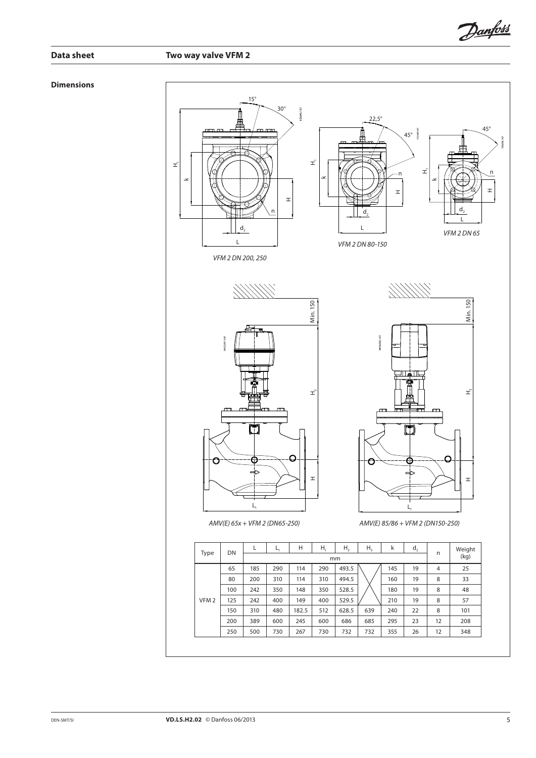## Dimensions

*VFM 2 DN 200, 250*

*VFM 2 DN 80-150*

*VFM 2 DN 65*

*AMV(E) 65x + VFM 2 (DN65-250)*

*AMV(E) 85/86 + VFM 2 (DN150-250)*

| Type | DN | L | $L_1$ | H | $H_1$ | $H_2$ | $H_3$ | k | $d_2$ | n | Weight (kg) |
|---|---|---|---|---|---|---|---|---|---|---|---|
| | | mm | | | | | | | | | |
| VFM 2 | 65 | 185 | 290 | 114 | 290 | 493.5 | | 145 | 19 | 4 | 25 |
| | 80 | 200 | 310 | 114 | 310 | 494.5 | | 160 | 19 | 8 | 33 |
| | 100 | 242 | 350 | 148 | 350 | 528.5 | | 180 | 19 | 8 | 48 |
| | 125 | 242 | 400 | 149 | 400 | 529.5 | | 210 | 19 | 8 | 57 |
| | 150 | 310 | 480 | 182.5 | 512 | 628.5 | 639 | 240 | 22 | 8 | 101 |
| | 200 | 389 | 600 | 245 | 600 | 686 | 685 | 295 | 23 | 12 | 208 |
| | 250 | 500 | 730 | 267 | 730 | 732 | 732 | 355 | 26 | 12 | 348 |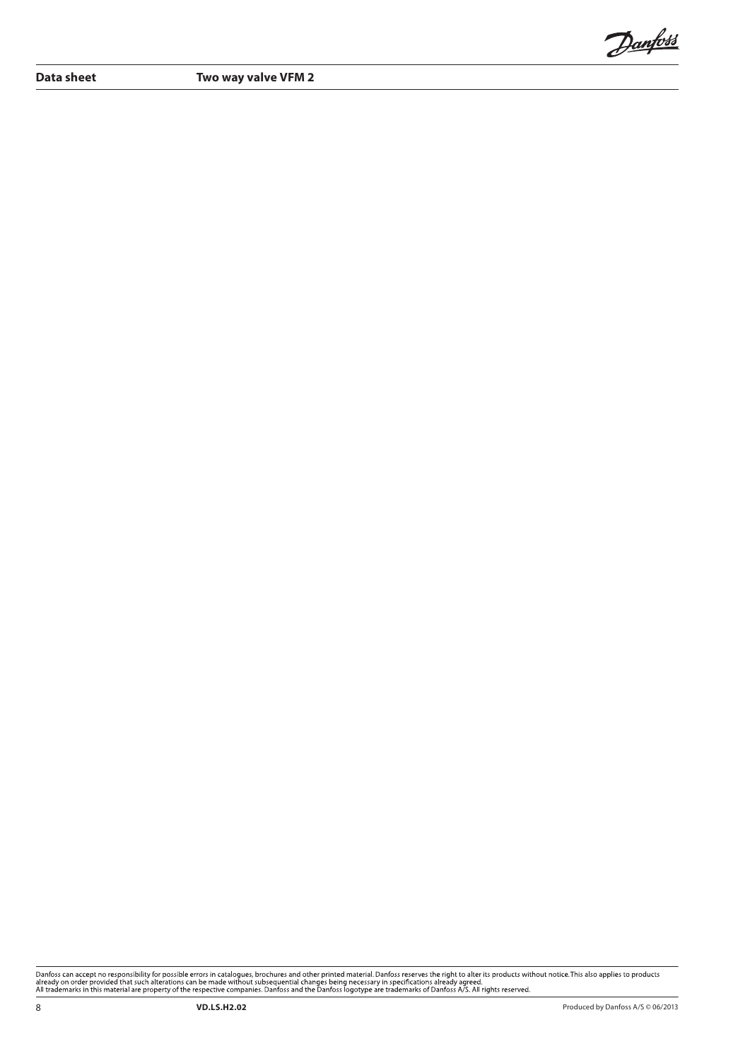Danfoss can accept no responsibility for possible errors in catalogues, brochures and other printed material. Danfoss reserves the right to alter its products without notice. This also applies to products already on order provided that such alterations can be made without subsequential changes being necessary in specifications already agreed.
All trademarks in this material are property of the respective companies. Danfoss and the Danfoss logotype are trademarks of Danfoss A/S. All rights reserved.